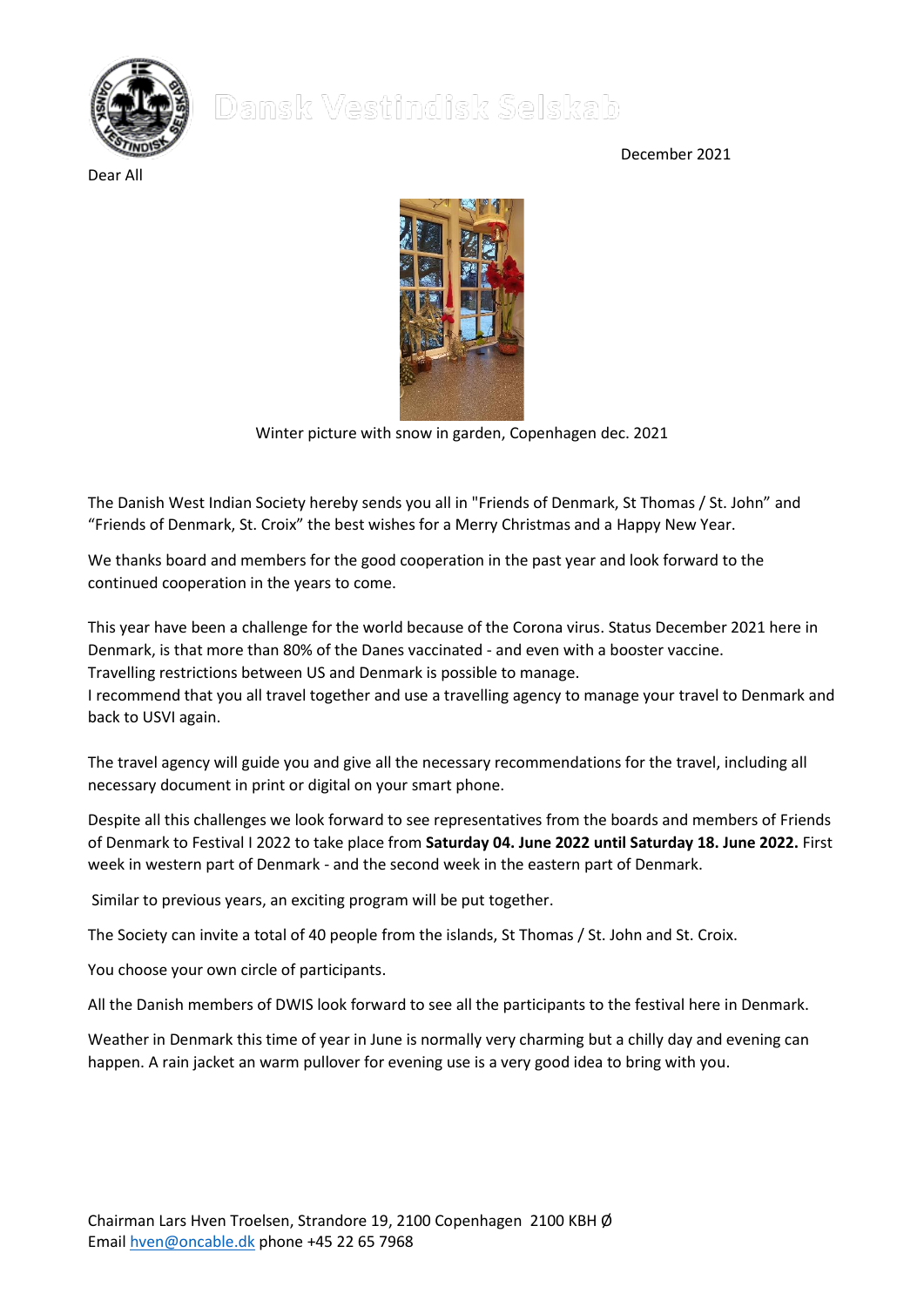# Dansk Vestindisk Selskab

December 2021

Dear All

Winter picture with snow in garden, Copenhagen dec. 2021

The Danish West Indian Society hereby sends you all in "Friends of Denmark, St Thomas / St. John" and "Friends of Denmark, St. Croix" the best wishes for a Merry Christmas and a Happy New Year.

We thanks board and members for the good cooperation in the past year and look forward to the continued cooperation in the years to come.

This year have been a challenge for the world because of the Corona virus. Status December 2021 here in Denmark, is that more than 80% of the Danes vaccinated - and even with a booster vaccine.
Travelling restrictions between US and Denmark is possible to manage.
I recommend that you all travel together and use a travelling agency to manage your travel to Denmark and back to USVI again.

The travel agency will guide you and give all the necessary recommendations for the travel, including all necessary document in print or digital on your smart phone.

Despite all this challenges we look forward to see representatives from the boards and members of Friends of Denmark to Festival I 2022 to take place from **Saturday 04. June 2022 until Saturday 18. June 2022.** First week in western part of Denmark - and the second week in the eastern part of Denmark.

Similar to previous years, an exciting program will be put together.

The Society can invite a total of 40 people from the islands, St Thomas / St. John and St. Croix.

You choose your own circle of participants.

All the Danish members of DWIS look forward to see all the participants to the festival here in Denmark.

Weather in Denmark this time of year in June is normally very charming but a chilly day and evening can happen. A rain jacket an warm pullover for evening use is a very good idea to bring with you.

Chairman Lars Hven Troelsen, Strandore 19, 2100 Copenhagen 2100 KBH Ø
Email hven@oncable.dk phone +45 22 65 7968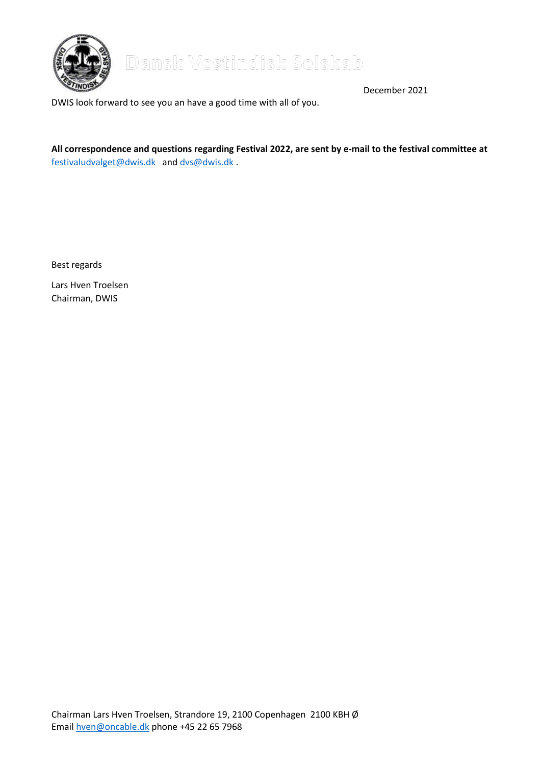December 2021

DWIS look forward to see you an have a good time with all of you.

**All correspondence and questions regarding Festival 2022, are sent by e-mail to the festival committee at** festivaludvalget@dwis.dk and dvs@dwis.dk .

Best regards

Lars Hven Troelsen
Chairman, DWIS

Chairman Lars Hven Troelsen, Strandore 19, 2100 Copenhagen 2100 KBH Ø
Email hven@oncable.dk phone +45 22 65 7968